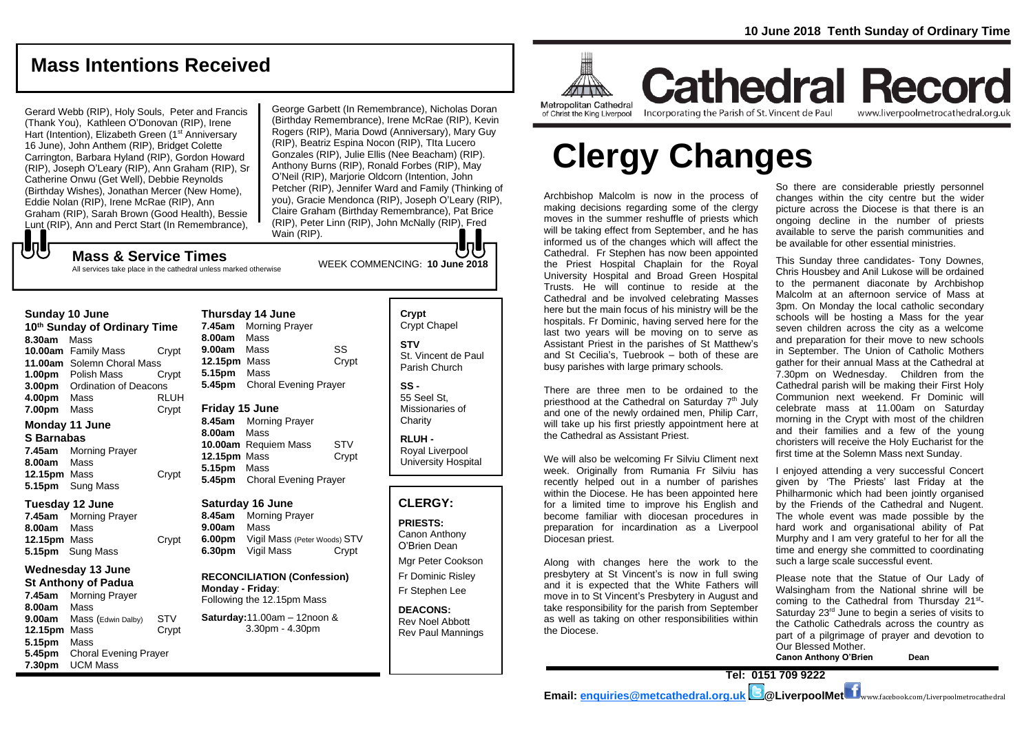10 June 2018 Tenth Sunday of Ordinary Time

## Mass Intentions Received

Gerard Webb (RIP), Holy Souls, Peter and Francis (Thank You), Kathleen O'Donovan (RIP), Irene Hart (Intention), Elizabeth Green (1st Anniversary 16 June), John Anthem (RIP), Bridget Colette Carrington, Barbara Hyland (RIP), Gordon Howard (RIP), Joseph O'Leary (RIP), Ann Graham (RIP), Sr Catherine Onwu (Get Well), Debbie Reynolds (Birthday Wishes), Jonathan Mercer (New Home), Eddie Nolan (RIP), Irene McRae (RIP), Ann Graham (RIP), Sarah Brown (Good Health), Bessie Lunt (RIP), Ann and Perct Start (In Remembrance), George Garbett (In Remembrance), Nicholas Doran (Birthday Remembrance), Irene McRae (RIP), Kevin Rogers (RIP), Maria Dowd (Anniversary), Mary Guy (RIP), Beatriz Espina Nocon (RIP), TIta Lucero Gonzales (RIP), Julie Ellis (Nee Beacham) (RIP). Anthony Burns (RIP), Ronald Forbes (RIP), May O'Neil (RIP), Marjorie Oldcorn (Intention, John Petcher (RIP), Jennifer Ward and Family (Thinking of you), Gracie Mendonca (RIP), Joseph O'Leary (RIP), Claire Graham (Birthday Remembrance), Pat Brice (RIP), Peter Linn (RIP), John McNally (RIP), Fred Wain (RIP).

## Mass & Service Times

All services take place in the cathedral unless marked otherwise

WEEK COMMENCING: **10 June 2018**

### Sunday 10 June
**10th Sunday of Ordinary Time**

| | | |
|---|---|---|
| **8.30am** | Mass | |
| **10.00am** | Family Mass | Crypt |
| **11.00am** | Solemn Choral Mass | |
| **1.00pm** | Polish Mass | Crypt |
| **3.00pm** | Ordination of Deacons | |
| **4.00pm** | Mass | RLUH |
| **7.00pm** | Mass | Crypt |

### Monday 11 June
**S Barnabas**

| | | |
|---|---|---|
| **7.45am** | Morning Prayer | |
| **8.00am** | Mass | |
| **12.15pm** | Mass | Crypt |
| **5.15pm** | Sung Mass | |

### Tuesday 12 June

| | | |
|---|---|---|
| **7.45am** | Morning Prayer | |
| **8.00am** | Mass | |
| **12.15pm** | Mass | Crypt |
| **5.15pm** | Sung Mass | |

### Wednesday 13 June
**St Anthony of Padua**

| | | |
|---|---|---|
| **7.45am** | Morning Prayer | |
| **8.00am** | Mass | |
| **9.00am** | Mass (Edwin Dalby) | STV |
| **12.15pm** | Mass | Crypt |
| **5.15pm** | Mass | |
| **5.45pm** | Choral Evening Prayer | |
| **7.30pm** | UCM Mass | |

### Thursday 14 June

| | | |
|---|---|---|
| **7.45am** | Morning Prayer | |
| **8.00am** | Mass | |
| **9.00am** | Mass | SS |
| **12.15pm** | Mass | Crypt |
| **5.15pm** | Mass | |
| **5.45pm** | Choral Evening Prayer | |

### Friday 15 June

| | | |
|---|---|---|
| **8.45am** | Morning Prayer | |
| **8.00am** | Mass | |
| **10.00am** | Requiem Mass | STV |
| **12.15pm** | Mass | Crypt |
| **5.15pm** | Mass | |
| **5.45pm** | Choral Evening Prayer | |

### Saturday 16 June

| | | |
|---|---|---|
| **8.45am** | Morning Prayer | |
| **9.00am** | Mass | |
| **6.00pm** | Vigil Mass (Peter Woods) | STV |
| **6.30pm** | Vigil Mass | Crypt |

**RECONCILIATION (Confession)**
**Monday - Friday**: Following the 12.15pm Mass

**Saturday:** 11.00am – 12noon & 3.30pm - 4.30pm

**Crypt** Crypt Chapel

**STV** St. Vincent de Paul Parish Church

**SS -** 55 Seel St, Missionaries of Charity

**RLUH -** Royal Liverpool University Hospital

## CLERGY:

**PRIESTS:**
Canon Anthony O'Brien Dean
Mgr Peter Cookson
Fr Dominic Risley
Fr Stephen Lee

**DEACONS:**
Rev Noel Abbott
Rev Paul Mannings

Metropolitan Cathedral of Christ the King Liverpool

# Cathedral Record

Incorporating the Parish of St. Vincent de Paul

www.liverpoolmetrocathedral.org.uk

# Clergy Changes

Archbishop Malcolm is now in the process of making decisions regarding some of the clergy moves in the summer reshuffle of priests which will be taking effect from September, and he has informed us of the changes which will affect the Cathedral. Fr Stephen has now been appointed the Priest Hospital Chaplain for the Royal University Hospital and Broad Green Hospital Trusts. He will continue to reside at the Cathedral and be involved celebrating Masses here but the main focus of his ministry will be the hospitals. Fr Dominic, having served here for the last two years will be moving on to serve as Assistant Priest in the parishes of St Matthew's and St Cecilia's, Tuebrook – both of these are busy parishes with large primary schools.

There are three men to be ordained to the priesthood at the Cathedral on Saturday 7th July and one of the newly ordained men, Philip Carr, will take up his first priestly appointment here at the Cathedral as Assistant Priest.

We will also be welcoming Fr Silviu Climent next week. Originally from Rumania Fr Silviu has recently helped out in a number of parishes within the Diocese. He has been appointed here for a limited time to improve his English and become familiar with diocesan procedures in preparation for incardination as a Liverpool Diocesan priest.

Along with changes here the work to the presbytery at St Vincent's is now in full swing and it is expected that the White Fathers will move in to St Vincent's Presbytery in August and take responsibility for the parish from September as well as taking on other responsibilities within the Diocese.

So there are considerable priestly personnel changes within the city centre but the wider picture across the Diocese is that there is an ongoing decline in the number of priests available to serve the parish communities and be available for other essential ministries.

This Sunday three candidates- Tony Downes, Chris Housbey and Anil Lukose will be ordained to the permanent diaconate by Archbishop Malcolm at an afternoon service of Mass at 3pm. On Monday the local catholic secondary schools will be hosting a Mass for the year seven children across the city as a welcome and preparation for their move to new schools in September. The Union of Catholic Mothers gather for their annual Mass at the Cathedral at 7.30pm on Wednesday. Children from the Cathedral parish will be making their First Holy Communion next weekend. Fr Dominic will celebrate mass at 11.00am on Saturday morning in the Crypt with most of the children and their families and a few of the young choristers will receive the Holy Eucharist for the first time at the Solemn Mass next Sunday.

I enjoyed attending a very successful Concert given by 'The Priests' last Friday at the Philharmonic which had been jointly organised by the Friends of the Cathedral and Nugent. The whole event was made possible by the hard work and organisational ability of Pat Murphy and I am very grateful to her for all the time and energy she committed to coordinating such a large scale successful event.

Please note that the Statue of Our Lady of Walsingham from the National shrine will be coming to the Cathedral from Thursday 21st-Saturday 23rd June to begin a series of visits to the Catholic Cathedrals across the country as part of a pilgrimage of prayer and devotion to Our Blessed Mother.

**Canon Anthony O'Brien Dean**

**Tel: 0151 709 9222**

**Email: enquiries@metcathedral.org.uk @LiverpoolMet** www.facebook.com/Liverpoolmetrocathedral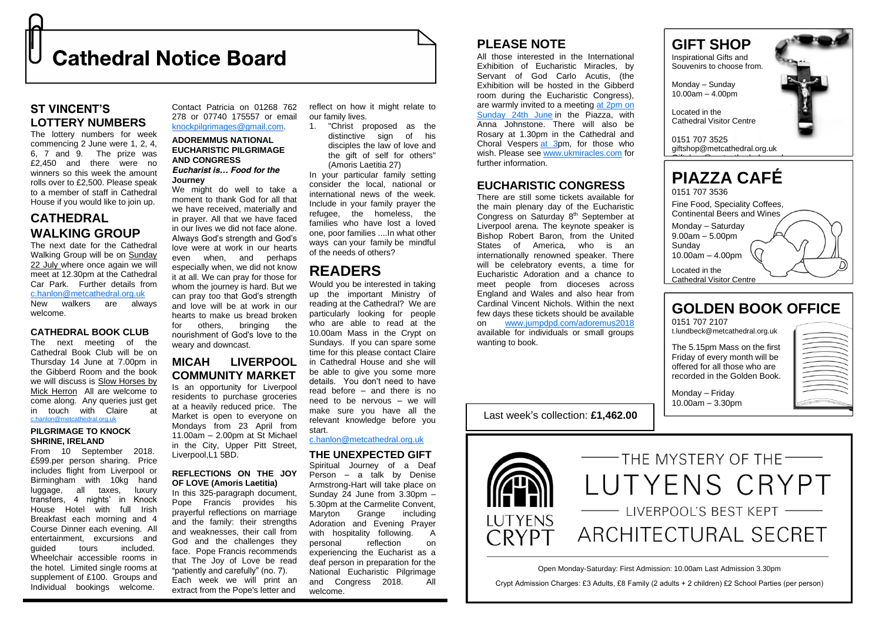# Cathedral Notice Board

## ST VINCENT'S LOTTERY NUMBERS

The lottery numbers for week commencing 2 June were 1, 2, 4, 6, 7 and 9. The prize was £2,450 and there were no winners so this week the amount rolls over to £2,500. Please speak to a member of staff in Cathedral House if you would like to join up.

## CATHEDRAL WALKING GROUP

The next date for the Cathedral Walking Group will be on Sunday 22 July where once again we will meet at 12.30pm at the Cathedral Car Park. Further details from c.hanlon@metcathedral.org.uk New walkers are always welcome.

### CATHEDRAL BOOK CLUB

The next meeting of the Cathedral Book Club will be on Thursday 14 June at 7.00pm in the Gibberd Room and the book we will discuss is Slow Horses by Mick Herron All are welcome to come along. Any queries just get in touch with Claire at c.hanlon@metcathedral.org.uk

### PILGRIMAGE TO KNOCK SHRINE, IRELAND

From 10 September 2018. £599.per person sharing. Price includes flight from Liverpool or Birmingham with 10kg hand luggage, all taxes, luxury transfers, 4 nights' in Knock House Hotel with full Irish Breakfast each morning and 4 Course Dinner each evening. All entertainment, excursions and guided tours included. Wheelchair accessible rooms in the hotel. Limited single rooms at supplement of £100. Groups and Individual bookings welcome. Contact Patricia on 01268 762 278 or 07740 175557 or email knockpilgrimages@gmail.com.

### ADOREMMUS NATIONAL EUCHARISTIC PILGRIMAGE AND CONGRESS

***Eucharist is… Food for the Journey***

We might do well to take a moment to thank God for all that we have received, materially and in prayer. All that we have faced in our lives we did not face alone. Always God's strength and God's love were at work in our hearts even when, and perhaps especially when, we did not know it at all. We can pray for those for whom the journey is hard. But we can pray too that God's strength and love will be at work in our hearts to make us bread broken for others, bringing the nourishment of God's love to the weary and downcast.

## MICAH LIVERPOOL COMMUNITY MARKET

Is an opportunity for Liverpool residents to purchase groceries at a heavily reduced price. The Market is open to everyone on Mondays from 23 April from 11.00am – 2.00pm at St Michael in the City, Upper Pitt Street, Liverpool,L1 5BD.

### REFLECTIONS ON THE JOY OF LOVE (Amoris Laetitia)

In this 325-paragraph document, Pope Francis provides his prayerful reflections on marriage and the family: their strengths and weaknesses, their call from God and the challenges they face. Pope Francis recommends that The Joy of Love be read "patiently and carefully" (no. 7). Each week we will print an extract from the Pope's letter and reflect on how it might relate to our family lives.

1. "Christ proposed as the distinctive sign of his disciples the law of love and the gift of self for others" (Amoris Laetitia 27)

In your particular family setting consider the local, national or international news of the week. Include in your family prayer the refugee, the homeless, the families who have lost a loved one, poor families ....In what other ways can your family be mindful of the needs of others?

## READERS

Would you be interested in taking up the important Ministry of reading at the Cathedral? We are particularly looking for people who are able to read at the 10.00am Mass in the Crypt on Sundays. If you can spare some time for this please contact Claire in Cathedral House and she will be able to give you some more details. You don't need to have read before – and there is no need to be nervous – we will make sure you have all the relevant knowledge before you start.

c.hanlon@metcathedral.org.uk

### THE UNEXPECTED GIFT

Spiritual Journey of a Deaf Person – a talk by Denise Armstrong-Hart will take place on Sunday 24 June from 3.30pm – 5.30pm at the Carmelite Convent, Maryton Grange including Adoration and Evening Prayer with hospitality following. A personal reflection on experiencing the Eucharist as a deaf person in preparation for the National Eucharistic Pilgrimage and Congress 2018. All welcome.

## PLEASE NOTE

All those interested in the International Exhibition of Eucharistic Miracles, by Servant of God Carlo Acutis, (the Exhibition will be hosted in the Gibberd room during the Eucharistic Congress), are warmly invited to a meeting at 2pm on Sunday 24th June in the Piazza, with Anna Johnstone. There will also be Rosary at 1.30pm in the Cathedral and Choral Vespers at 3pm, for those who wish. Please see www.ukmiracles.com for further information.

## EUCHARISTIC CONGRESS

There are still some tickets available for the main plenary day of the Eucharistic Congress on Saturday 8th September at Liverpool arena. The keynote speaker is Bishop Robert Baron, from the United States of America, who is an internationally renowned speaker. There will be celebratory events, a time for Eucharistic Adoration and a chance to meet people from dioceses across England and Wales and also hear from Cardinal Vincent Nichols. Within the next few days these tickets should be available on www.jumpdpd.com/adoremus2018 available for individuals or small groups wanting to book.

Last week's collection: **£1,462.00**

## GIFT SHOP

Inspirational Gifts and Souvenirs to choose from.

Monday – Sunday
10.00am – 4.00pm

Located in the Cathedral Visitor Centre

0151 707 3525
giftshop@metcathedral.org.uk

# PIAZZA CAFÉ

0151 707 3536

Fine Food, Speciality Coffees, Continental Beers and Wines

Monday – Saturday
9.00am – 5.00pm
Sunday
10.00am – 4.00pm

Located in the Cathedral Visitor Centre

## GOLDEN BOOK OFFICE

0151 707 2107
t.lundbeck@metcathedral.org.uk

The 5.15pm Mass on the first Friday of every month will be offered for all those who are recorded in the Golden Book.

Monday – Friday
10.00am – 3.30pm

LUTYENS CRYPT

THE MYSTERY OF THE LUTYENS CRYPT — LIVERPOOL'S BEST KEPT — ARCHITECTURAL SECRET

Open Monday-Saturday: First Admission: 10.00am Last Admission 3.30pm

Crypt Admission Charges: £3 Adults, £8 Family (2 adults + 2 children) £2 School Parties (per person)